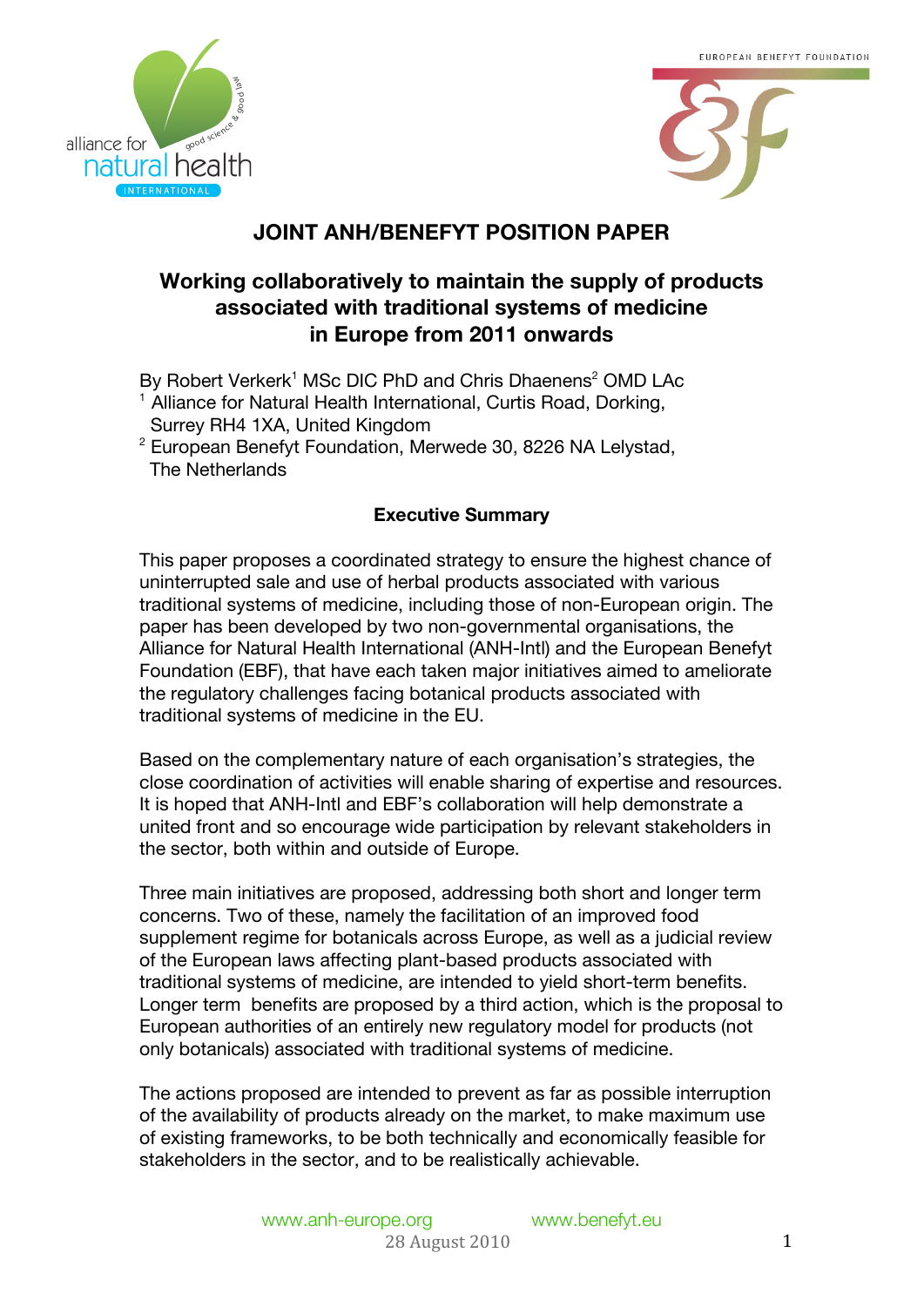# JOINT ANH/BENEFYT POSITION PAPER

## Working collaboratively to maintain the supply of products associated with traditional systems of medicine in Europe from 2011 onwards

By Robert Verkerk[1] MSc DIC PhD and Chris Dhaenens[2] OMD LAc

[1] Alliance for Natural Health International, Curtis Road, Dorking, Surrey RH4 1XA, United Kingdom

[2] European Benefyt Foundation, Merwede 30, 8226 NA Lelystad, The Netherlands

### Executive Summary

This paper proposes a coordinated strategy to ensure the highest chance of uninterrupted sale and use of herbal products associated with various traditional systems of medicine, including those of non-European origin. The paper has been developed by two non-governmental organisations, the Alliance for Natural Health International (ANH-Intl) and the European Benefyt Foundation (EBF), that have each taken major initiatives aimed to ameliorate the regulatory challenges facing botanical products associated with traditional systems of medicine in the EU.

Based on the complementary nature of each organisation's strategies, the close coordination of activities will enable sharing of expertise and resources. It is hoped that ANH-Intl and EBF's collaboration will help demonstrate a united front and so encourage wide participation by relevant stakeholders in the sector, both within and outside of Europe.

Three main initiatives are proposed, addressing both short and longer term concerns. Two of these, namely the facilitation of an improved food supplement regime for botanicals across Europe, as well as a judicial review of the European laws affecting plant-based products associated with traditional systems of medicine, are intended to yield short-term benefits. Longer term benefits are proposed by a third action, which is the proposal to European authorities of an entirely new regulatory model for products (not only botanicals) associated with traditional systems of medicine.

The actions proposed are intended to prevent as far as possible interruption of the availability of products already on the market, to make maximum use of existing frameworks, to be both technically and economically feasible for stakeholders in the sector, and to be realistically achievable.

www.anh-europe.org www.benefyt.eu

28 August 2010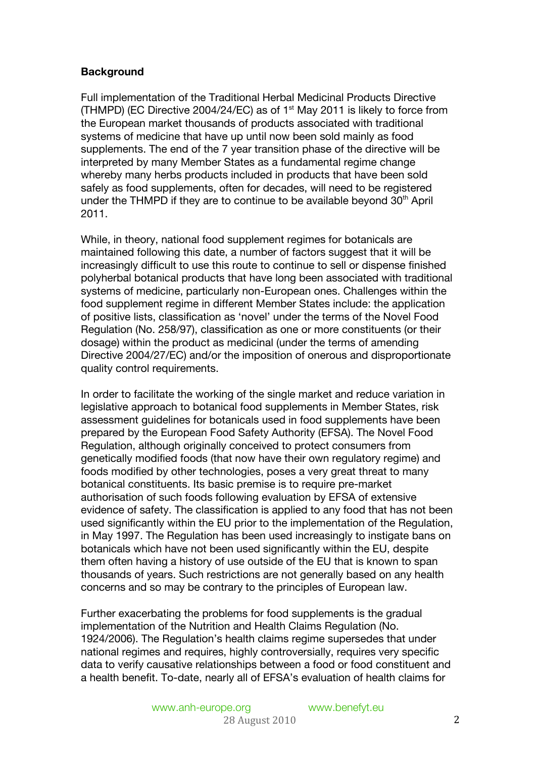## Background

Full implementation of the Traditional Herbal Medicinal Products Directive (THMPD) (EC Directive 2004/24/EC) as of 1st May 2011 is likely to force from the European market thousands of products associated with traditional systems of medicine that have up until now been sold mainly as food supplements. The end of the 7 year transition phase of the directive will be interpreted by many Member States as a fundamental regime change whereby many herbs products included in products that have been sold safely as food supplements, often for decades, will need to be registered under the THMPD if they are to continue to be available beyond 30th April 2011.

While, in theory, national food supplement regimes for botanicals are maintained following this date, a number of factors suggest that it will be increasingly difficult to use this route to continue to sell or dispense finished polyherbal botanical products that have long been associated with traditional systems of medicine, particularly non-European ones. Challenges within the food supplement regime in different Member States include: the application of positive lists, classification as 'novel' under the terms of the Novel Food Regulation (No. 258/97), classification as one or more constituents (or their dosage) within the product as medicinal (under the terms of amending Directive 2004/27/EC) and/or the imposition of onerous and disproportionate quality control requirements.

In order to facilitate the working of the single market and reduce variation in legislative approach to botanical food supplements in Member States, risk assessment guidelines for botanicals used in food supplements have been prepared by the European Food Safety Authority (EFSA). The Novel Food Regulation, although originally conceived to protect consumers from genetically modified foods (that now have their own regulatory regime) and foods modified by other technologies, poses a very great threat to many botanical constituents. Its basic premise is to require pre-market authorisation of such foods following evaluation by EFSA of extensive evidence of safety. The classification is applied to any food that has not been used significantly within the EU prior to the implementation of the Regulation, in May 1997. The Regulation has been used increasingly to instigate bans on botanicals which have not been used significantly within the EU, despite them often having a history of use outside of the EU that is known to span thousands of years. Such restrictions are not generally based on any health concerns and so may be contrary to the principles of European law.

Further exacerbating the problems for food supplements is the gradual implementation of the Nutrition and Health Claims Regulation (No. 1924/2006). The Regulation's health claims regime supersedes that under national regimes and requires, highly controversially, requires very specific data to verify causative relationships between a food or food constituent and a health benefit. To-date, nearly all of EFSA's evaluation of health claims for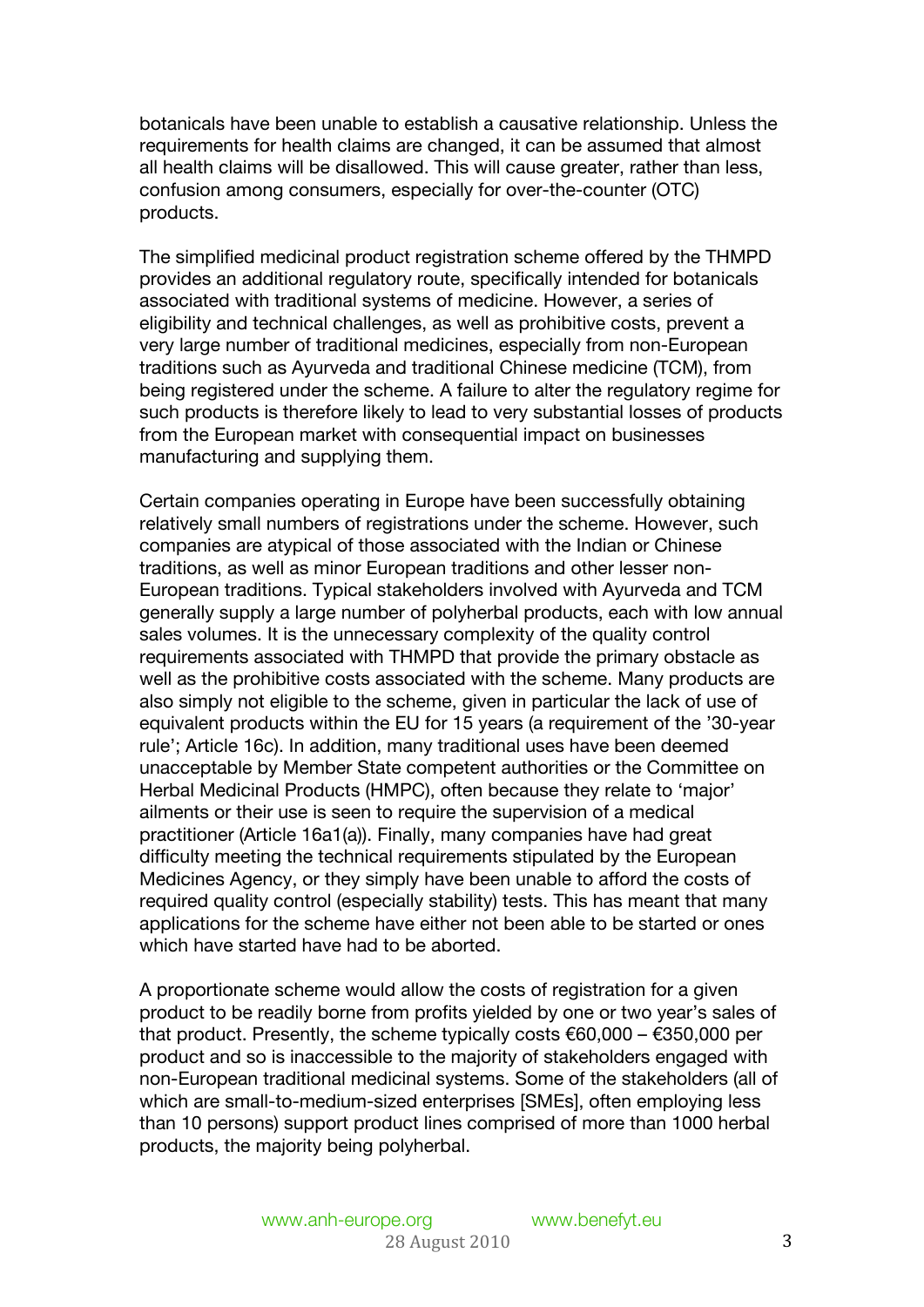botanicals have been unable to establish a causative relationship. Unless the requirements for health claims are changed, it can be assumed that almost all health claims will be disallowed. This will cause greater, rather than less, confusion among consumers, especially for over-the-counter (OTC) products.

The simplified medicinal product registration scheme offered by the THMPD provides an additional regulatory route, specifically intended for botanicals associated with traditional systems of medicine. However, a series of eligibility and technical challenges, as well as prohibitive costs, prevent a very large number of traditional medicines, especially from non-European traditions such as Ayurveda and traditional Chinese medicine (TCM), from being registered under the scheme. A failure to alter the regulatory regime for such products is therefore likely to lead to very substantial losses of products from the European market with consequential impact on businesses manufacturing and supplying them.

Certain companies operating in Europe have been successfully obtaining relatively small numbers of registrations under the scheme. However, such companies are atypical of those associated with the Indian or Chinese traditions, as well as minor European traditions and other lesser non-European traditions. Typical stakeholders involved with Ayurveda and TCM generally supply a large number of polyherbal products, each with low annual sales volumes. It is the unnecessary complexity of the quality control requirements associated with THMPD that provide the primary obstacle as well as the prohibitive costs associated with the scheme. Many products are also simply not eligible to the scheme, given in particular the lack of use of equivalent products within the EU for 15 years (a requirement of the '30-year rule'; Article 16c). In addition, many traditional uses have been deemed unacceptable by Member State competent authorities or the Committee on Herbal Medicinal Products (HMPC), often because they relate to 'major' ailments or their use is seen to require the supervision of a medical practitioner (Article 16a1(a)). Finally, many companies have had great difficulty meeting the technical requirements stipulated by the European Medicines Agency, or they simply have been unable to afford the costs of required quality control (especially stability) tests. This has meant that many applications for the scheme have either not been able to be started or ones which have started have had to be aborted.

A proportionate scheme would allow the costs of registration for a given product to be readily borne from profits yielded by one or two year's sales of that product. Presently, the scheme typically costs €60,000 – €350,000 per product and so is inaccessible to the majority of stakeholders engaged with non-European traditional medicinal systems. Some of the stakeholders (all of which are small-to-medium-sized enterprises [SMEs], often employing less than 10 persons) support product lines comprised of more than 1000 herbal products, the majority being polyherbal.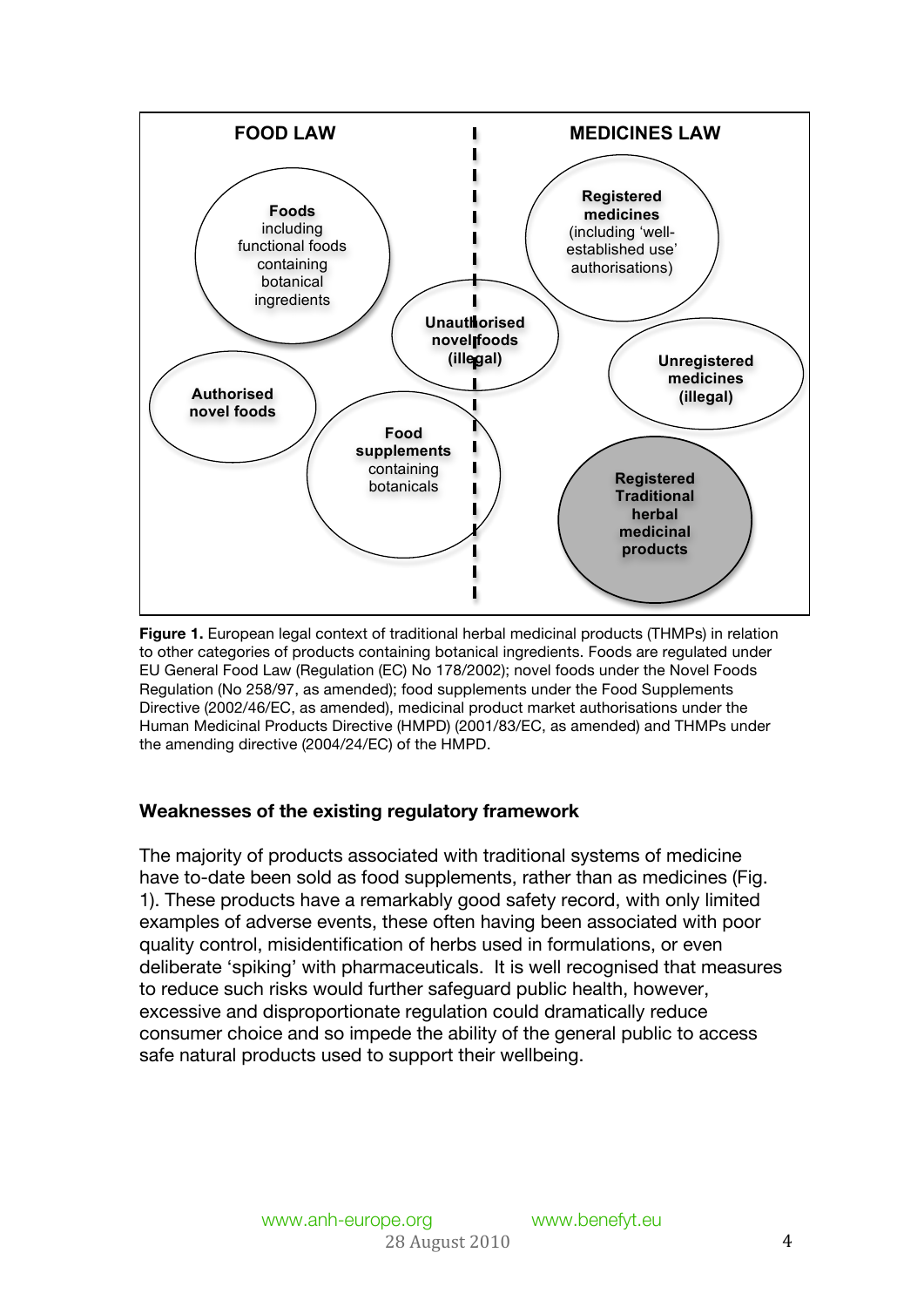**FOOD LAW** | **MEDICINES LAW**

**Foods** including functional foods containing botanical ingredients

**Authorised novel foods**

**Unauthorised novel foods (illegal)**

**Food supplements** containing botanicals

**Registered medicines** (including 'well-established use' authorisations)

**Unregistered medicines (illegal)**

**Registered Traditional herbal medicinal products**

**Figure 1.** European legal context of traditional herbal medicinal products (THMPs) in relation to other categories of products containing botanical ingredients. Foods are regulated under EU General Food Law (Regulation (EC) No 178/2002); novel foods under the Novel Foods Regulation (No 258/97, as amended); food supplements under the Food Supplements Directive (2002/46/EC, as amended), medicinal product market authorisations under the Human Medicinal Products Directive (HMPD) (2001/83/EC, as amended) and THMPs under the amending directive (2004/24/EC) of the HMPD.

### Weaknesses of the existing regulatory framework

The majority of products associated with traditional systems of medicine have to-date been sold as food supplements, rather than as medicines (Fig. 1). These products have a remarkably good safety record, with only limited examples of adverse events, these often having been associated with poor quality control, misidentification of herbs used in formulations, or even deliberate 'spiking' with pharmaceuticals. It is well recognised that measures to reduce such risks would further safeguard public health, however, excessive and disproportionate regulation could dramatically reduce consumer choice and so impede the ability of the general public to access safe natural products used to support their wellbeing.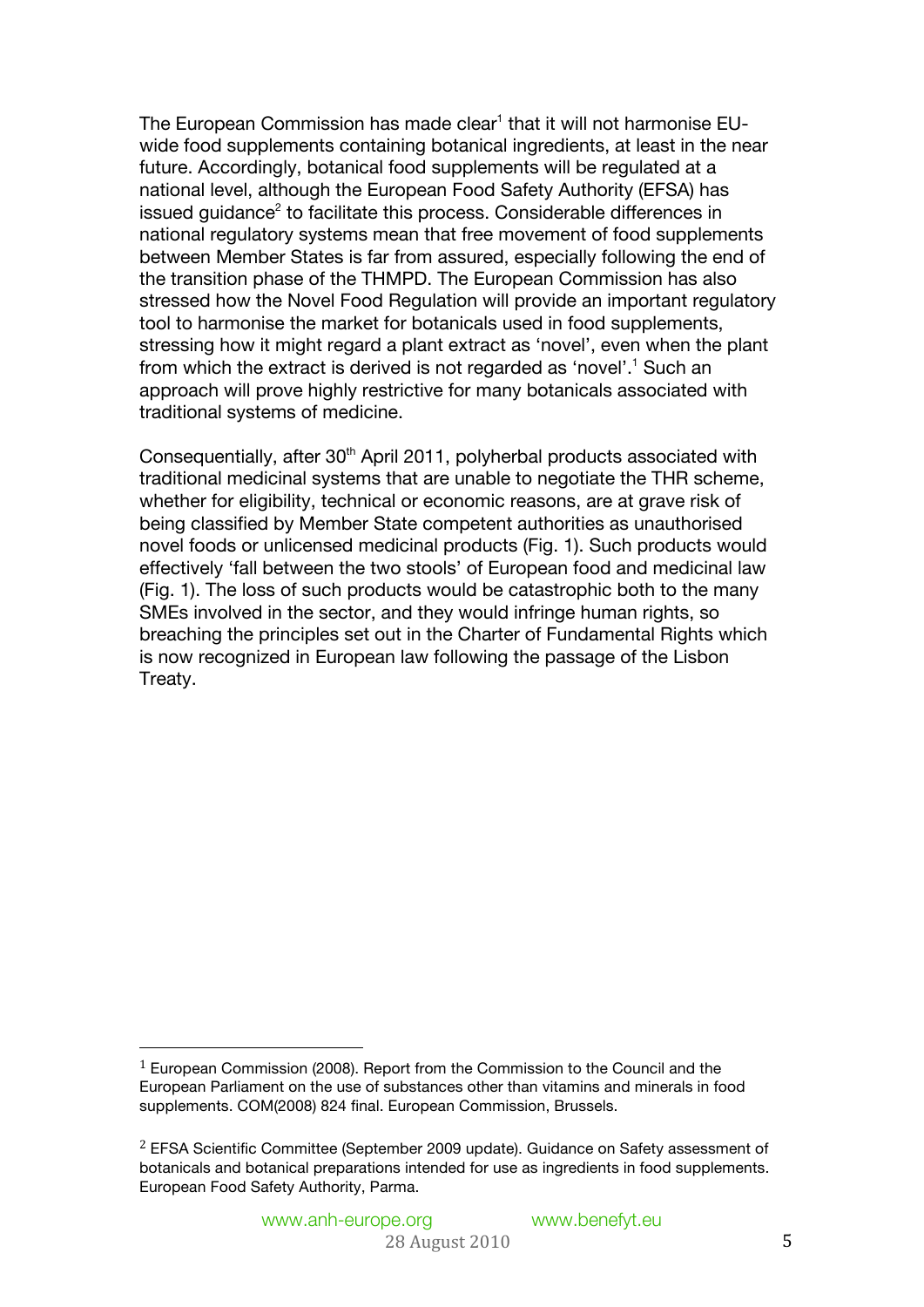The European Commission has made clear[1] that it will not harmonise EU-wide food supplements containing botanical ingredients, at least in the near future. Accordingly, botanical food supplements will be regulated at a national level, although the European Food Safety Authority (EFSA) has issued guidance[2] to facilitate this process. Considerable differences in national regulatory systems mean that free movement of food supplements between Member States is far from assured, especially following the end of the transition phase of the THMPD. The European Commission has also stressed how the Novel Food Regulation will provide an important regulatory tool to harmonise the market for botanicals used in food supplements, stressing how it might regard a plant extract as 'novel', even when the plant from which the extract is derived is not regarded as 'novel'.[1] Such an approach will prove highly restrictive for many botanicals associated with traditional systems of medicine.

Consequentially, after 30th April 2011, polyherbal products associated with traditional medicinal systems that are unable to negotiate the THR scheme, whether for eligibility, technical or economic reasons, are at grave risk of being classified by Member State competent authorities as unauthorised novel foods or unlicensed medicinal products (Fig. 1). Such products would effectively 'fall between the two stools' of European food and medicinal law (Fig. 1). The loss of such products would be catastrophic both to the many SMEs involved in the sector, and they would infringe human rights, so breaching the principles set out in the Charter of Fundamental Rights which is now recognized in European law following the passage of the Lisbon Treaty.

---

[1] European Commission (2008). Report from the Commission to the Council and the European Parliament on the use of substances other than vitamins and minerals in food supplements. COM(2008) 824 final. European Commission, Brussels.

[2] EFSA Scientific Committee (September 2009 update). Guidance on Safety assessment of botanicals and botanical preparations intended for use as ingredients in food supplements. European Food Safety Authority, Parma.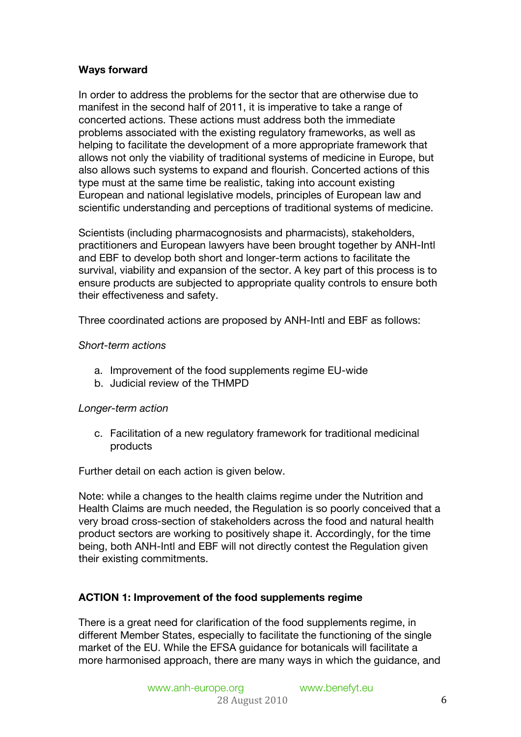**Ways forward**

In order to address the problems for the sector that are otherwise due to manifest in the second half of 2011, it is imperative to take a range of concerted actions. These actions must address both the immediate problems associated with the existing regulatory frameworks, as well as helping to facilitate the development of a more appropriate framework that allows not only the viability of traditional systems of medicine in Europe, but also allows such systems to expand and flourish. Concerted actions of this type must at the same time be realistic, taking into account existing European and national legislative models, principles of European law and scientific understanding and perceptions of traditional systems of medicine.

Scientists (including pharmacognosists and pharmacists), stakeholders, practitioners and European lawyers have been brought together by ANH-Intl and EBF to develop both short and longer-term actions to facilitate the survival, viability and expansion of the sector. A key part of this process is to ensure products are subjected to appropriate quality controls to ensure both their effectiveness and safety.

Three coordinated actions are proposed by ANH-Intl and EBF as follows:

*Short-term actions*

a. Improvement of the food supplements regime EU-wide
b. Judicial review of the THMPD

*Longer-term action*

c. Facilitation of a new regulatory framework for traditional medicinal products

Further detail on each action is given below.

Note: while a changes to the health claims regime under the Nutrition and Health Claims are much needed, the Regulation is so poorly conceived that a very broad cross-section of stakeholders across the food and natural health product sectors are working to positively shape it. Accordingly, for the time being, both ANH-Intl and EBF will not directly contest the Regulation given their existing commitments.

**ACTION 1: Improvement of the food supplements regime**

There is a great need for clarification of the food supplements regime, in different Member States, especially to facilitate the functioning of the single market of the EU. While the EFSA guidance for botanicals will facilitate a more harmonised approach, there are many ways in which the guidance, and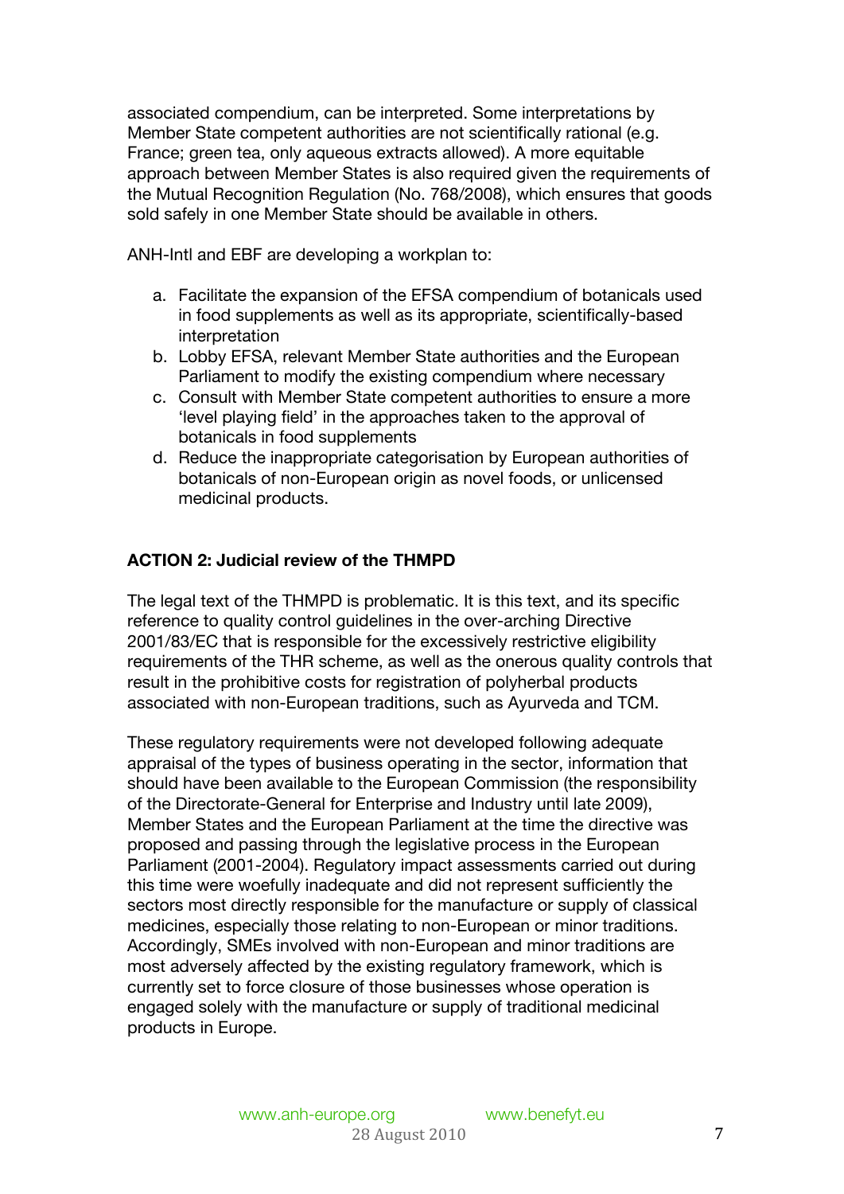associated compendium, can be interpreted. Some interpretations by Member State competent authorities are not scientifically rational (e.g. France; green tea, only aqueous extracts allowed). A more equitable approach between Member States is also required given the requirements of the Mutual Recognition Regulation (No. 768/2008), which ensures that goods sold safely in one Member State should be available in others.

ANH-Intl and EBF are developing a workplan to:

a. Facilitate the expansion of the EFSA compendium of botanicals used in food supplements as well as its appropriate, scientifically-based interpretation
b. Lobby EFSA, relevant Member State authorities and the European Parliament to modify the existing compendium where necessary
c. Consult with Member State competent authorities to ensure a more 'level playing field' in the approaches taken to the approval of botanicals in food supplements
d. Reduce the inappropriate categorisation by European authorities of botanicals of non-European origin as novel foods, or unlicensed medicinal products.

**ACTION 2: Judicial review of the THMPD**

The legal text of the THMPD is problematic. It is this text, and its specific reference to quality control guidelines in the over-arching Directive 2001/83/EC that is responsible for the excessively restrictive eligibility requirements of the THR scheme, as well as the onerous quality controls that result in the prohibitive costs for registration of polyherbal products associated with non-European traditions, such as Ayurveda and TCM.

These regulatory requirements were not developed following adequate appraisal of the types of business operating in the sector, information that should have been available to the European Commission (the responsibility of the Directorate-General for Enterprise and Industry until late 2009), Member States and the European Parliament at the time the directive was proposed and passing through the legislative process in the European Parliament (2001-2004). Regulatory impact assessments carried out during this time were woefully inadequate and did not represent sufficiently the sectors most directly responsible for the manufacture or supply of classical medicines, especially those relating to non-European or minor traditions. Accordingly, SMEs involved with non-European and minor traditions are most adversely affected by the existing regulatory framework, which is currently set to force closure of those businesses whose operation is engaged solely with the manufacture or supply of traditional medicinal products in Europe.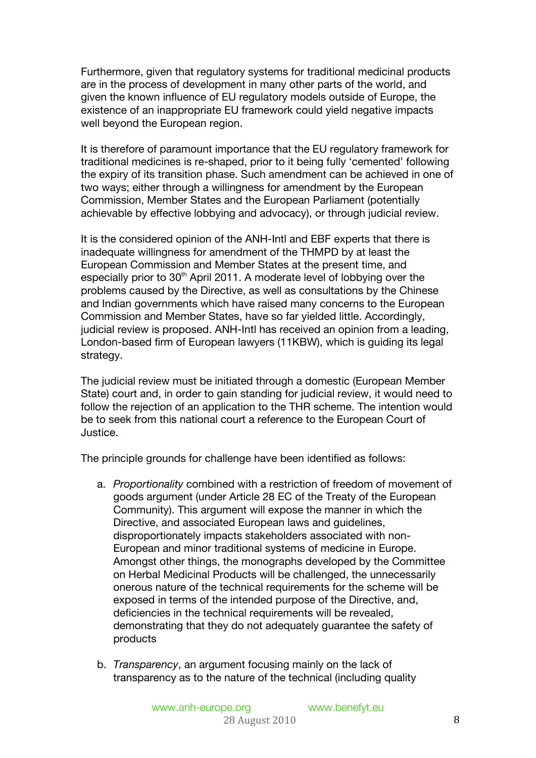Furthermore, given that regulatory systems for traditional medicinal products are in the process of development in many other parts of the world, and given the known influence of EU regulatory models outside of Europe, the existence of an inappropriate EU framework could yield negative impacts well beyond the European region.

It is therefore of paramount importance that the EU regulatory framework for traditional medicines is re-shaped, prior to it being fully 'cemented' following the expiry of its transition phase. Such amendment can be achieved in one of two ways; either through a willingness for amendment by the European Commission, Member States and the European Parliament (potentially achievable by effective lobbying and advocacy), or through judicial review.

It is the considered opinion of the ANH-Intl and EBF experts that there is inadequate willingness for amendment of the THMPD by at least the European Commission and Member States at the present time, and especially prior to 30th April 2011. A moderate level of lobbying over the problems caused by the Directive, as well as consultations by the Chinese and Indian governments which have raised many concerns to the European Commission and Member States, have so far yielded little. Accordingly, judicial review is proposed. ANH-Intl has received an opinion from a leading, London-based firm of European lawyers (11KBW), which is guiding its legal strategy.

The judicial review must be initiated through a domestic (European Member State) court and, in order to gain standing for judicial review, it would need to follow the rejection of an application to the THR scheme. The intention would be to seek from this national court a reference to the European Court of Justice.

The principle grounds for challenge have been identified as follows:

a. *Proportionality* combined with a restriction of freedom of movement of goods argument (under Article 28 EC of the Treaty of the European Community). This argument will expose the manner in which the Directive, and associated European laws and guidelines, disproportionately impacts stakeholders associated with non-European and minor traditional systems of medicine in Europe. Amongst other things, the monographs developed by the Committee on Herbal Medicinal Products will be challenged, the unnecessarily onerous nature of the technical requirements for the scheme will be exposed in terms of the intended purpose of the Directive, and, deficiencies in the technical requirements will be revealed, demonstrating that they do not adequately guarantee the safety of products

b. *Transparency*, an argument focusing mainly on the lack of transparency as to the nature of the technical (including quality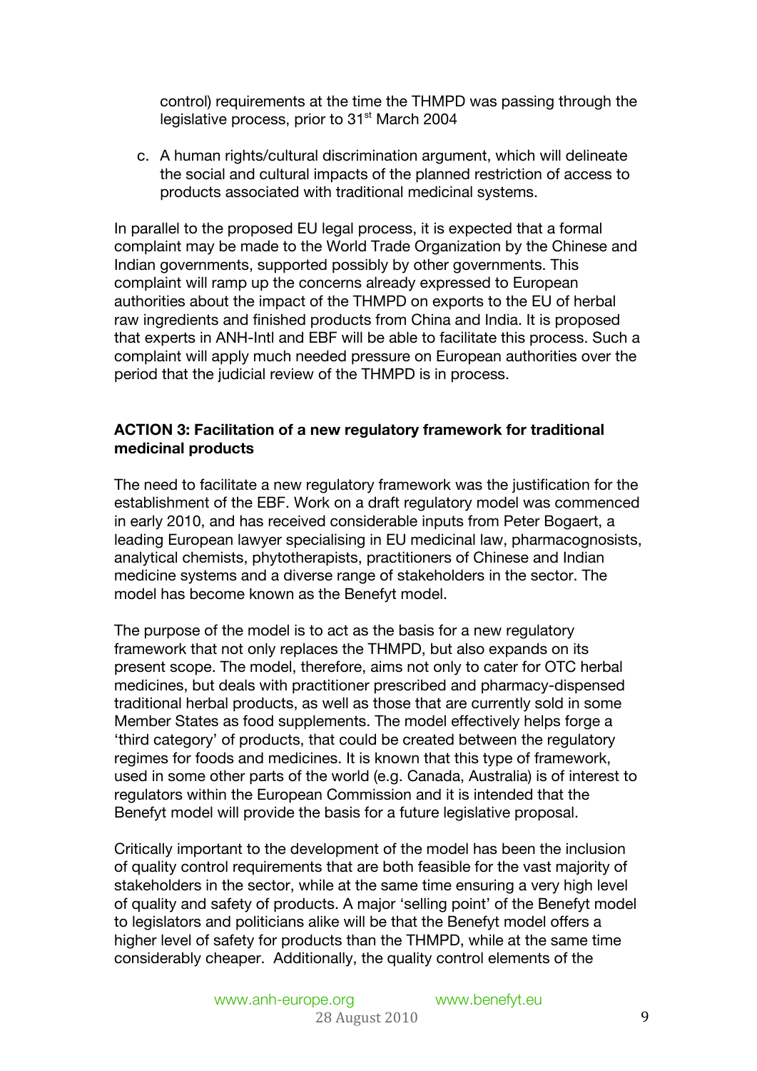control) requirements at the time the THMPD was passing through the legislative process, prior to 31st March 2004

c. A human rights/cultural discrimination argument, which will delineate the social and cultural impacts of the planned restriction of access to products associated with traditional medicinal systems.

In parallel to the proposed EU legal process, it is expected that a formal complaint may be made to the World Trade Organization by the Chinese and Indian governments, supported possibly by other governments. This complaint will ramp up the concerns already expressed to European authorities about the impact of the THMPD on exports to the EU of herbal raw ingredients and finished products from China and India. It is proposed that experts in ANH-Intl and EBF will be able to facilitate this process. Such a complaint will apply much needed pressure on European authorities over the period that the judicial review of the THMPD is in process.

**ACTION 3: Facilitation of a new regulatory framework for traditional medicinal products**

The need to facilitate a new regulatory framework was the justification for the establishment of the EBF. Work on a draft regulatory model was commenced in early 2010, and has received considerable inputs from Peter Bogaert, a leading European lawyer specialising in EU medicinal law, pharmacognosists, analytical chemists, phytotherapists, practitioners of Chinese and Indian medicine systems and a diverse range of stakeholders in the sector. The model has become known as the Benefyt model.

The purpose of the model is to act as the basis for a new regulatory framework that not only replaces the THMPD, but also expands on its present scope. The model, therefore, aims not only to cater for OTC herbal medicines, but deals with practitioner prescribed and pharmacy-dispensed traditional herbal products, as well as those that are currently sold in some Member States as food supplements. The model effectively helps forge a 'third category' of products, that could be created between the regulatory regimes for foods and medicines. It is known that this type of framework, used in some other parts of the world (e.g. Canada, Australia) is of interest to regulators within the European Commission and it is intended that the Benefyt model will provide the basis for a future legislative proposal.

Critically important to the development of the model has been the inclusion of quality control requirements that are both feasible for the vast majority of stakeholders in the sector, while at the same time ensuring a very high level of quality and safety of products. A major 'selling point' of the Benefyt model to legislators and politicians alike will be that the Benefyt model offers a higher level of safety for products than the THMPD, while at the same time considerably cheaper. Additionally, the quality control elements of the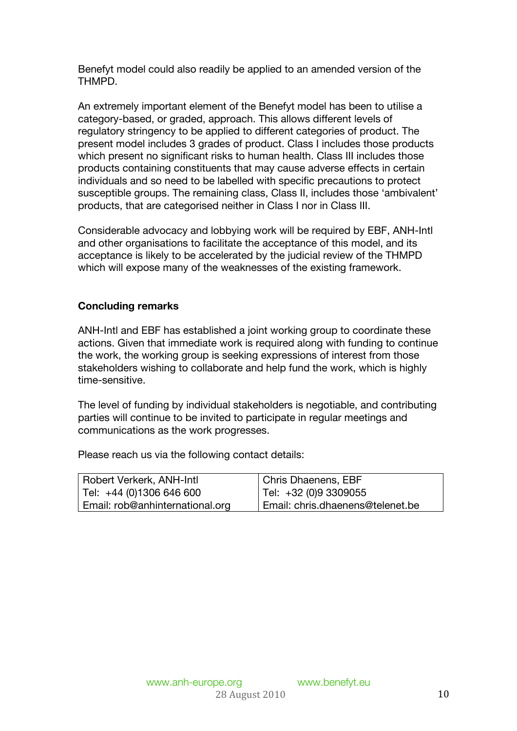Benefyt model could also readily be applied to an amended version of the THMPD.

An extremely important element of the Benefyt model has been to utilise a category-based, or graded, approach. This allows different levels of regulatory stringency to be applied to different categories of product. The present model includes 3 grades of product. Class I includes those products which present no significant risks to human health. Class III includes those products containing constituents that may cause adverse effects in certain individuals and so need to be labelled with specific precautions to protect susceptible groups. The remaining class, Class II, includes those 'ambivalent' products, that are categorised neither in Class I nor in Class III.

Considerable advocacy and lobbying work will be required by EBF, ANH-Intl and other organisations to facilitate the acceptance of this model, and its acceptance is likely to be accelerated by the judicial review of the THMPD which will expose many of the weaknesses of the existing framework.

**Concluding remarks**

ANH-Intl and EBF has established a joint working group to coordinate these actions. Given that immediate work is required along with funding to continue the work, the working group is seeking expressions of interest from those stakeholders wishing to collaborate and help fund the work, which is highly time-sensitive.

The level of funding by individual stakeholders is negotiable, and contributing parties will continue to be invited to participate in regular meetings and communications as the work progresses.

Please reach us via the following contact details:

| | |
|---|---|
| Robert Verkerk, ANH-Intl<br>Tel: +44 (0)1306 646 600<br>Email: rob@anhinternational.org | Chris Dhaenens, EBF<br>Tel: +32 (0)9 3309055<br>Email: chris.dhaenens@telenet.be |